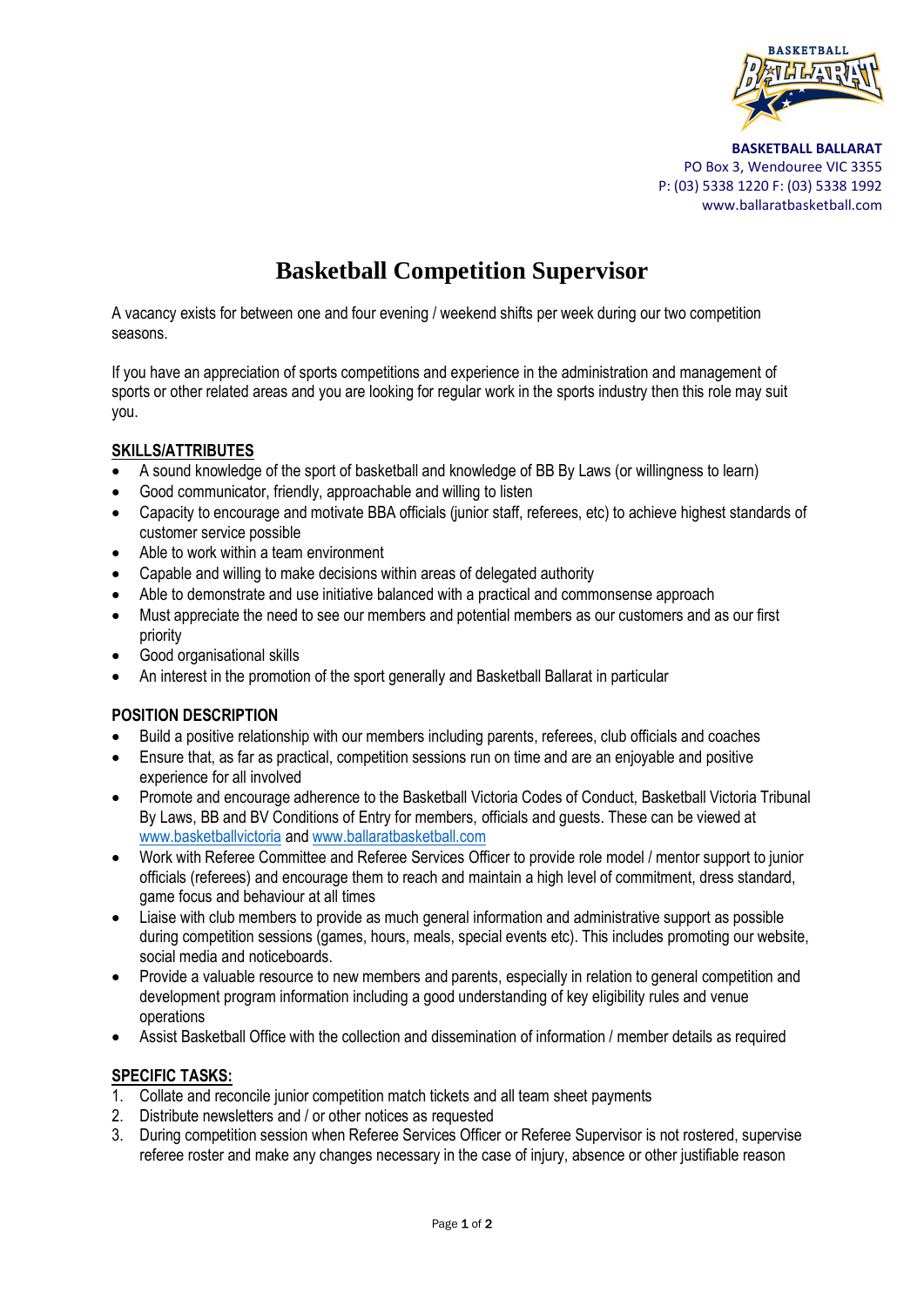**BASKETBALL BALLARAT**
PO Box 3, Wendouree VIC 3355
P: (03) 5338 1220 F: (03) 5338 1992
www.ballaratbasketball.com

# Basketball Competition Supervisor

A vacancy exists for between one and four evening / weekend shifts per week during our two competition seasons.

If you have an appreciation of sports competitions and experience in the administration and management of sports or other related areas and you are looking for regular work in the sports industry then this role may suit you.

## SKILLS/ATTRIBUTES

- A sound knowledge of the sport of basketball and knowledge of BB By Laws (or willingness to learn)
- Good communicator, friendly, approachable and willing to listen
- Capacity to encourage and motivate BBA officials (junior staff, referees, etc) to achieve highest standards of customer service possible
- Able to work within a team environment
- Capable and willing to make decisions within areas of delegated authority
- Able to demonstrate and use initiative balanced with a practical and commonsense approach
- Must appreciate the need to see our members and potential members as our customers and as our first priority
- Good organisational skills
- An interest in the promotion of the sport generally and Basketball Ballarat in particular

## POSITION DESCRIPTION

- Build a positive relationship with our members including parents, referees, club officials and coaches
- Ensure that, as far as practical, competition sessions run on time and are an enjoyable and positive experience for all involved
- Promote and encourage adherence to the Basketball Victoria Codes of Conduct, Basketball Victoria Tribunal By Laws, BB and BV Conditions of Entry for members, officials and guests. These can be viewed at www.basketballvictoria and www.ballaratbasketball.com
- Work with Referee Committee and Referee Services Officer to provide role model / mentor support to junior officials (referees) and encourage them to reach and maintain a high level of commitment, dress standard, game focus and behaviour at all times
- Liaise with club members to provide as much general information and administrative support as possible during competition sessions (games, hours, meals, special events etc). This includes promoting our website, social media and noticeboards.
- Provide a valuable resource to new members and parents, especially in relation to general competition and development program information including a good understanding of key eligibility rules and venue operations
- Assist Basketball Office with the collection and dissemination of information / member details as required

## SPECIFIC TASKS:

1. Collate and reconcile junior competition match tickets and all team sheet payments
2. Distribute newsletters and / or other notices as requested
3. During competition session when Referee Services Officer or Referee Supervisor is not rostered, supervise referee roster and make any changes necessary in the case of injury, absence or other justifiable reason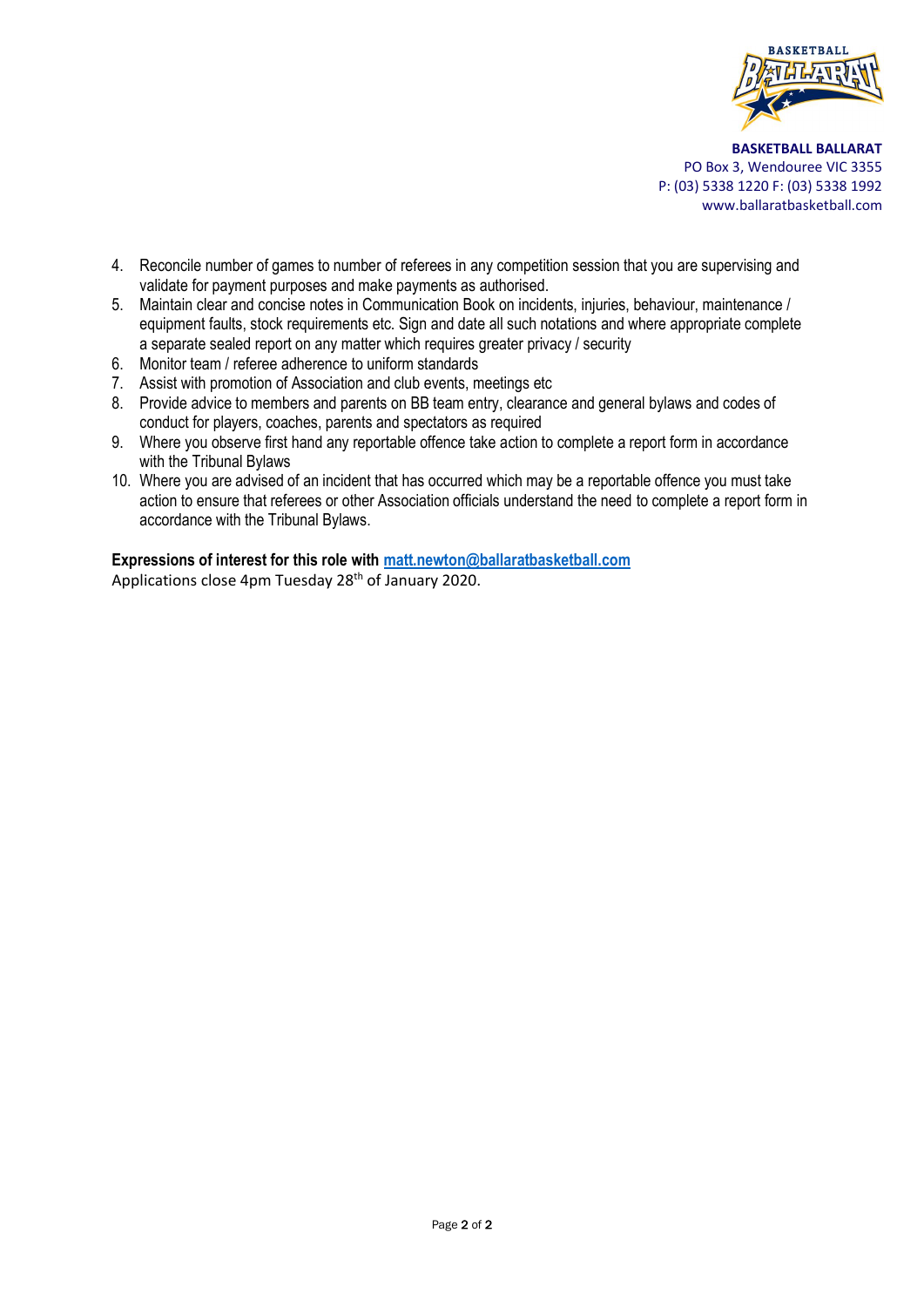**BASKETBALL BALLARAT**
PO Box 3, Wendouree VIC 3355
P: (03) 5338 1220 F: (03) 5338 1992
www.ballaratbasketball.com

4. Reconcile number of games to number of referees in any competition session that you are supervising and validate for payment purposes and make payments as authorised.
5. Maintain clear and concise notes in Communication Book on incidents, injuries, behaviour, maintenance / equipment faults, stock requirements etc. Sign and date all such notations and where appropriate complete a separate sealed report on any matter which requires greater privacy / security
6. Monitor team / referee adherence to uniform standards
7. Assist with promotion of Association and club events, meetings etc
8. Provide advice to members and parents on BB team entry, clearance and general bylaws and codes of conduct for players, coaches, parents and spectators as required
9. Where you observe first hand any reportable offence take action to complete a report form in accordance with the Tribunal Bylaws
10. Where you are advised of an incident that has occurred which may be a reportable offence you must take action to ensure that referees or other Association officials understand the need to complete a report form in accordance with the Tribunal Bylaws.

**Expressions of interest for this role with matt.newton@ballaratbasketball.com**
Applications close 4pm Tuesday 28th of January 2020.